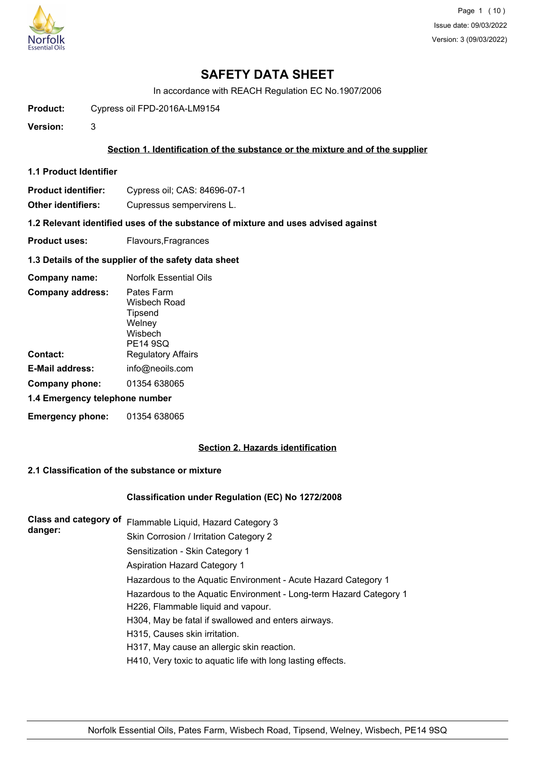# SAFETY DATA SHEET

In accordance with REACH Regulation EC No.1907/2006

**Product:** Cypress oil FPD-2016A-LM9154

**Version:** 3

## Section 1. Identification of the substance or the mixture and of the supplier

### 1.1 Product Identifier

**Product identifier:** Cypress oil; CAS: 84696-07-1

**Other identifiers:** Cupressus sempervirens L.

### 1.2 Relevant identified uses of the substance of mixture and uses advised against

**Product uses:** Flavours,Fragrances

### 1.3 Details of the supplier of the safety data sheet

**Company name:** Norfolk Essential Oils

**Company address:** Pates Farm
Wisbech Road
Tipsend
Welney
Wisbech
PE14 9SQ

**Contact:** Regulatory Affairs

**E-Mail address:** info@neoils.com

**Company phone:** 01354 638065

### 1.4 Emergency telephone number

**Emergency phone:** 01354 638065

## Section 2. Hazards identification

### 2.1 Classification of the substance or mixture

**Classification under Regulation (EC) No 1272/2008**

**Class and category of danger:**

Flammable Liquid, Hazard Category 3
Skin Corrosion / Irritation Category 2
Sensitization - Skin Category 1
Aspiration Hazard Category 1
Hazardous to the Aquatic Environment - Acute Hazard Category 1
Hazardous to the Aquatic Environment - Long-term Hazard Category 1
H226, Flammable liquid and vapour.
H304, May be fatal if swallowed and enters airways.
H315, Causes skin irritation.
H317, May cause an allergic skin reaction.
H410, Very toxic to aquatic life with long lasting effects.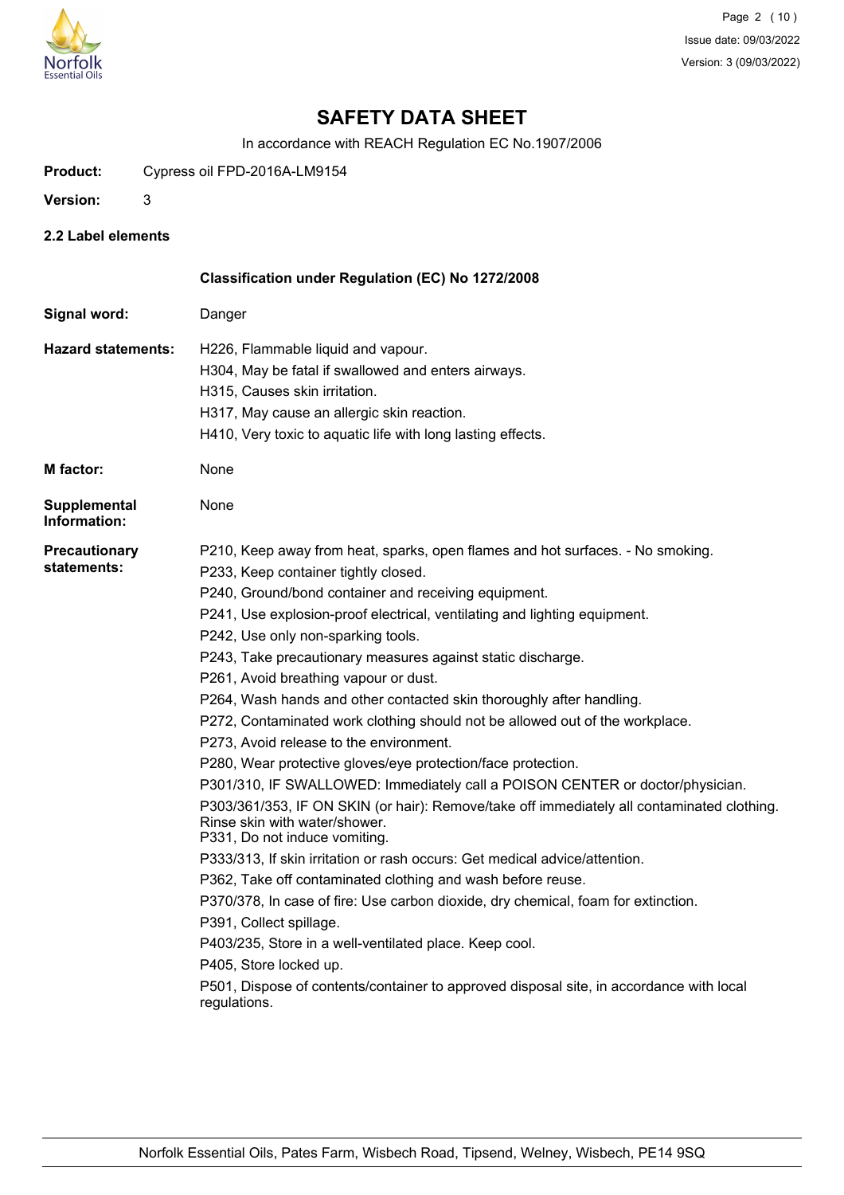# SAFETY DATA SHEET

In accordance with REACH Regulation EC No.1907/2006

**Product:** Cypress oil FPD-2016A-LM9154

**Version:** 3

## 2.2 Label elements

**Classification under Regulation (EC) No 1272/2008**

**Signal word:** Danger

**Hazard statements:**
H226, Flammable liquid and vapour.
H304, May be fatal if swallowed and enters airways.
H315, Causes skin irritation.
H317, May cause an allergic skin reaction.
H410, Very toxic to aquatic life with long lasting effects.

**M factor:** None

**Supplemental Information:** None

**Precautionary statements:**
P210, Keep away from heat, sparks, open flames and hot surfaces. - No smoking.
P233, Keep container tightly closed.
P240, Ground/bond container and receiving equipment.
P241, Use explosion-proof electrical, ventilating and lighting equipment.
P242, Use only non-sparking tools.
P243, Take precautionary measures against static discharge.
P261, Avoid breathing vapour or dust.
P264, Wash hands and other contacted skin thoroughly after handling.
P272, Contaminated work clothing should not be allowed out of the workplace.
P273, Avoid release to the environment.
P280, Wear protective gloves/eye protection/face protection.
P301/310, IF SWALLOWED: Immediately call a POISON CENTER or doctor/physician.
P303/361/353, IF ON SKIN (or hair): Remove/take off immediately all contaminated clothing. Rinse skin with water/shower.
P331, Do not induce vomiting.
P333/313, If skin irritation or rash occurs: Get medical advice/attention.
P362, Take off contaminated clothing and wash before reuse.
P370/378, In case of fire: Use carbon dioxide, dry chemical, foam for extinction.
P391, Collect spillage.
P403/235, Store in a well-ventilated place. Keep cool.
P405, Store locked up.
P501, Dispose of contents/container to approved disposal site, in accordance with local regulations.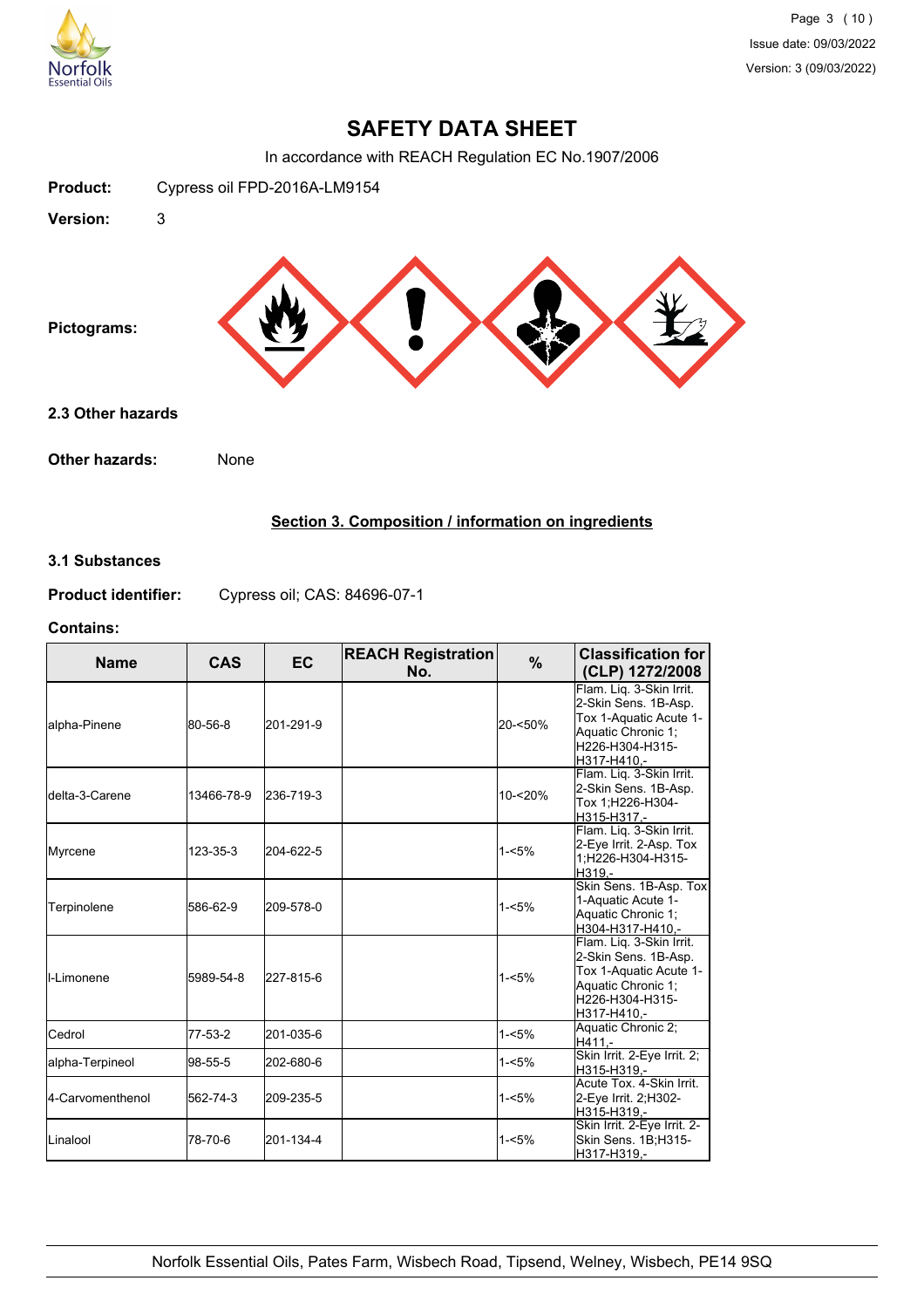# SAFETY DATA SHEET

In accordance with REACH Regulation EC No.1907/2006

**Product:** Cypress oil FPD-2016A-LM9154

**Version:** 3

**Pictograms:**

### 2.3 Other hazards

**Other hazards:** None

## Section 3. Composition / information on ingredients

### 3.1 Substances

**Product identifier:** Cypress oil; CAS: 84696-07-1

**Contains:**

| Name | CAS | EC | REACH Registration No. | % | Classification for (CLP) 1272/2008 |
|---|---|---|---|---|---|
| alpha-Pinene | 80-56-8 | 201-291-9 | | 20-<50% | Flam. Liq. 3-Skin Irrit. 2-Skin Sens. 1B-Asp. Tox 1-Aquatic Acute 1-Aquatic Chronic 1;H226-H304-H315-H317-H410,- |
| delta-3-Carene | 13466-78-9 | 236-719-3 | | 10-<20% | Flam. Liq. 3-Skin Irrit. 2-Skin Sens. 1B-Asp. Tox 1;H226-H304-H315-H317,- |
| Myrcene | 123-35-3 | 204-622-5 | | 1-<5% | Flam. Liq. 3-Skin Irrit. 2-Eye Irrit. 2-Asp. Tox 1;H226-H304-H315-H319,- |
| Terpinolene | 586-62-9 | 209-578-0 | | 1-<5% | Skin Sens. 1B-Asp. Tox 1-Aquatic Acute 1-Aquatic Chronic 1;H304-H317-H410,- |
| l-Limonene | 5989-54-8 | 227-815-6 | | 1-<5% | Flam. Liq. 3-Skin Irrit. 2-Skin Sens. 1B-Asp. Tox 1-Aquatic Acute 1-Aquatic Chronic 1;H226-H304-H315-H317-H410,- |
| Cedrol | 77-53-2 | 201-035-6 | | 1-<5% | Aquatic Chronic 2;H411,- |
| alpha-Terpineol | 98-55-5 | 202-680-6 | | 1-<5% | Skin Irrit. 2-Eye Irrit. 2;H315-H319,- |
| 4-Carvomenthenol | 562-74-3 | 209-235-5 | | 1-<5% | Acute Tox. 4-Skin Irrit. 2-Eye Irrit. 2;H302-H315-H319,- |
| Linalool | 78-70-6 | 201-134-4 | | 1-<5% | Skin Irrit. 2-Eye Irrit. 2-Skin Sens. 1B;H315-H317-H319,- |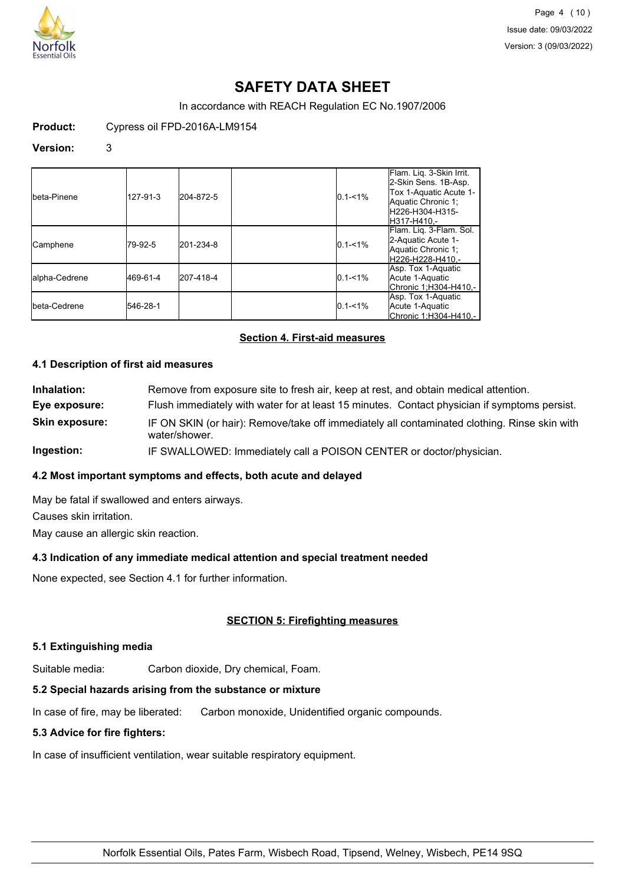# SAFETY DATA SHEET

In accordance with REACH Regulation EC No.1907/2006

**Product:** Cypress oil FPD-2016A-LM9154

**Version:** 3

| | | | | | |
|---|---|---|---|---|---|
| beta-Pinene | 127-91-3 | 204-872-5 | | 0.1-<1% | Flam. Liq. 3-Skin Irrit. 2-Skin Sens. 1B-Asp. Tox 1-Aquatic Acute 1-Aquatic Chronic 1; H226-H304-H315-H317-H410,- |
| Camphene | 79-92-5 | 201-234-8 | | 0.1-<1% | Flam. Liq. 3-Flam. Sol. 2-Aquatic Acute 1-Aquatic Chronic 1; H226-H228-H410,- |
| alpha-Cedrene | 469-61-4 | 207-418-4 | | 0.1-<1% | Asp. Tox 1-Aquatic Acute 1-Aquatic Chronic 1;H304-H410,- |
| beta-Cedrene | 546-28-1 | | | 0.1-<1% | Asp. Tox 1-Aquatic Acute 1-Aquatic Chronic 1;H304-H410,- |

## Section 4. First-aid measures

### 4.1 Description of first aid measures

**Inhalation:** Remove from exposure site to fresh air, keep at rest, and obtain medical attention.

**Eye exposure:** Flush immediately with water for at least 15 minutes. Contact physician if symptoms persist.

**Skin exposure:** IF ON SKIN (or hair): Remove/take off immediately all contaminated clothing. Rinse skin with water/shower.

**Ingestion:** IF SWALLOWED: Immediately call a POISON CENTER or doctor/physician.

### 4.2 Most important symptoms and effects, both acute and delayed

May be fatal if swallowed and enters airways.

Causes skin irritation.

May cause an allergic skin reaction.

### 4.3 Indication of any immediate medical attention and special treatment needed

None expected, see Section 4.1 for further information.

## SECTION 5: Firefighting measures

### 5.1 Extinguishing media

Suitable media: Carbon dioxide, Dry chemical, Foam.

### 5.2 Special hazards arising from the substance or mixture

In case of fire, may be liberated: Carbon monoxide, Unidentified organic compounds.

### 5.3 Advice for fire fighters:

In case of insufficient ventilation, wear suitable respiratory equipment.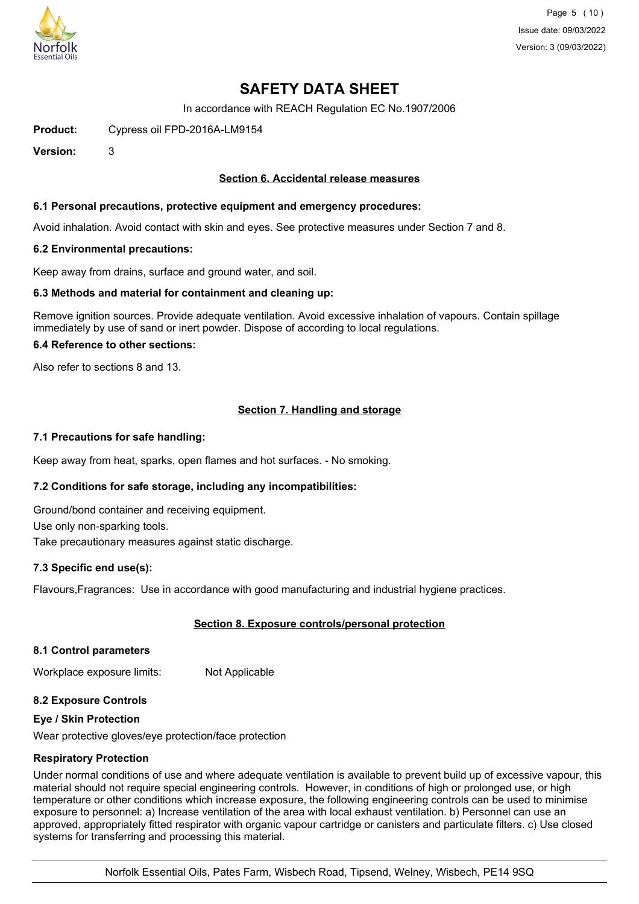# SAFETY DATA SHEET

In accordance with REACH Regulation EC No.1907/2006

**Product:** Cypress oil FPD-2016A-LM9154

**Version:** 3

## Section 6. Accidental release measures

### 6.1 Personal precautions, protective equipment and emergency procedures:

Avoid inhalation. Avoid contact with skin and eyes. See protective measures under Section 7 and 8.

### 6.2 Environmental precautions:

Keep away from drains, surface and ground water, and soil.

### 6.3 Methods and material for containment and cleaning up:

Remove ignition sources. Provide adequate ventilation. Avoid excessive inhalation of vapours. Contain spillage immediately by use of sand or inert powder. Dispose of according to local regulations.

### 6.4 Reference to other sections:

Also refer to sections 8 and 13.

## Section 7. Handling and storage

### 7.1 Precautions for safe handling:

Keep away from heat, sparks, open flames and hot surfaces. - No smoking.

### 7.2 Conditions for safe storage, including any incompatibilities:

Ground/bond container and receiving equipment.

Use only non-sparking tools.

Take precautionary measures against static discharge.

### 7.3 Specific end use(s):

Flavours,Fragrances: Use in accordance with good manufacturing and industrial hygiene practices.

## Section 8. Exposure controls/personal protection

### 8.1 Control parameters

Workplace exposure limits: Not Applicable

### 8.2 Exposure Controls

**Eye / Skin Protection**

Wear protective gloves/eye protection/face protection

**Respiratory Protection**

Under normal conditions of use and where adequate ventilation is available to prevent build up of excessive vapour, this material should not require special engineering controls. However, in conditions of high or prolonged use, or high temperature or other conditions which increase exposure, the following engineering controls can be used to minimise exposure to personnel: a) Increase ventilation of the area with local exhaust ventilation. b) Personnel can use an approved, appropriately fitted respirator with organic vapour cartridge or canisters and particulate filters. c) Use closed systems for transferring and processing this material.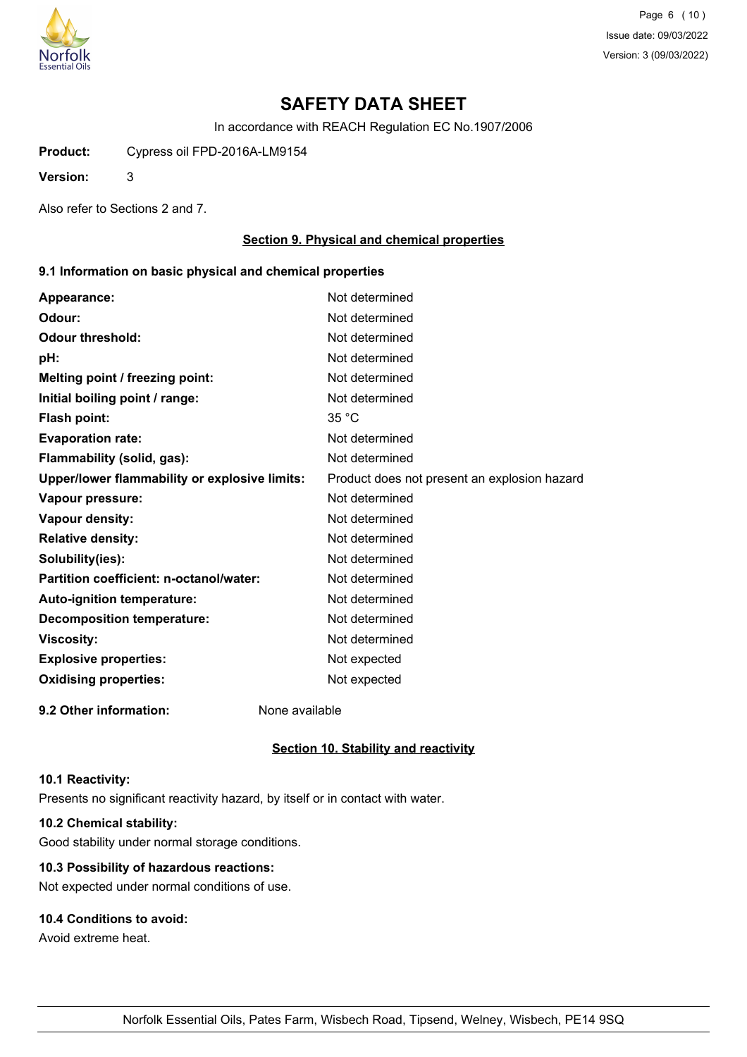# SAFETY DATA SHEET

In accordance with REACH Regulation EC No.1907/2006

**Product:** Cypress oil FPD-2016A-LM9154

**Version:** 3

Also refer to Sections 2 and 7.

## Section 9. Physical and chemical properties

### 9.1 Information on basic physical and chemical properties

| | |
|---|---|
| **Appearance:** | Not determined |
| **Odour:** | Not determined |
| **Odour threshold:** | Not determined |
| **pH:** | Not determined |
| **Melting point / freezing point:** | Not determined |
| **Initial boiling point / range:** | Not determined |
| **Flash point:** | 35 °C |
| **Evaporation rate:** | Not determined |
| **Flammability (solid, gas):** | Not determined |
| **Upper/lower flammability or explosive limits:** | Product does not present an explosion hazard |
| **Vapour pressure:** | Not determined |
| **Vapour density:** | Not determined |
| **Relative density:** | Not determined |
| **Solubility(ies):** | Not determined |
| **Partition coefficient: n-octanol/water:** | Not determined |
| **Auto-ignition temperature:** | Not determined |
| **Decomposition temperature:** | Not determined |
| **Viscosity:** | Not determined |
| **Explosive properties:** | Not expected |
| **Oxidising properties:** | Not expected |

**9.2 Other information:** None available

## Section 10. Stability and reactivity

**10.1 Reactivity:**

Presents no significant reactivity hazard, by itself or in contact with water.

**10.2 Chemical stability:**

Good stability under normal storage conditions.

**10.3 Possibility of hazardous reactions:**

Not expected under normal conditions of use.

**10.4 Conditions to avoid:**

Avoid extreme heat.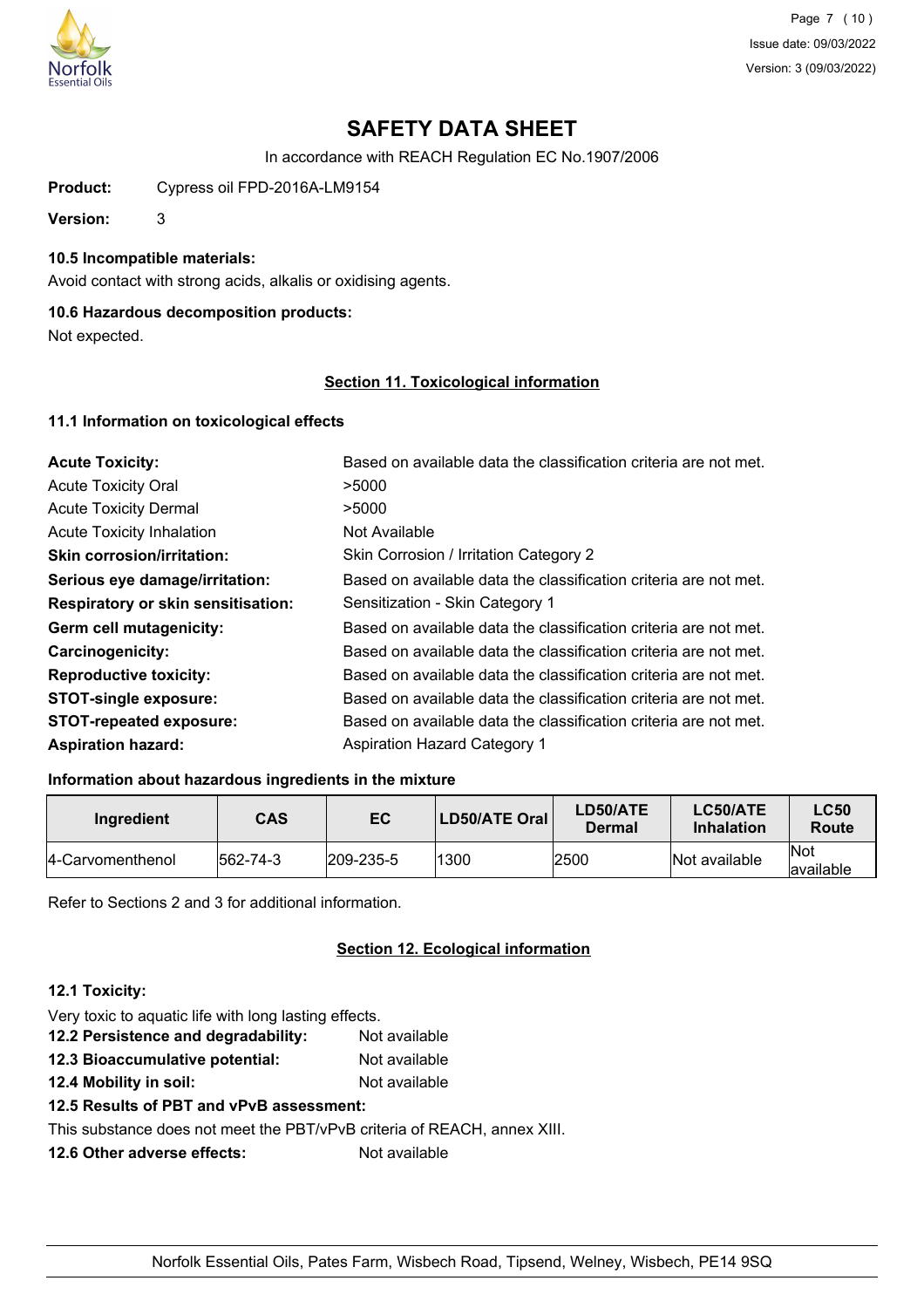# SAFETY DATA SHEET

In accordance with REACH Regulation EC No.1907/2006

**Product:** Cypress oil FPD-2016A-LM9154

**Version:** 3

### 10.5 Incompatible materials:

Avoid contact with strong acids, alkalis or oxidising agents.

### 10.6 Hazardous decomposition products:

Not expected.

## Section 11. Toxicological information

### 11.1 Information on toxicological effects

| | |
|---|---|
| **Acute Toxicity:** | Based on available data the classification criteria are not met. |
| Acute Toxicity Oral | >5000 |
| Acute Toxicity Dermal | >5000 |
| Acute Toxicity Inhalation | Not Available |
| **Skin corrosion/irritation:** | Skin Corrosion / Irritation Category 2 |
| **Serious eye damage/irritation:** | Based on available data the classification criteria are not met. |
| **Respiratory or skin sensitisation:** | Sensitization - Skin Category 1 |
| **Germ cell mutagenicity:** | Based on available data the classification criteria are not met. |
| **Carcinogenicity:** | Based on available data the classification criteria are not met. |
| **Reproductive toxicity:** | Based on available data the classification criteria are not met. |
| **STOT-single exposure:** | Based on available data the classification criteria are not met. |
| **STOT-repeated exposure:** | Based on available data the classification criteria are not met. |
| **Aspiration hazard:** | Aspiration Hazard Category 1 |

### Information about hazardous ingredients in the mixture

| Ingredient | CAS | EC | LD50/ATE Oral | LD50/ATE Dermal | LC50/ATE Inhalation | LC50 Route |
|---|---|---|---|---|---|---|
| 4-Carvomenthenol | 562-74-3 | 209-235-5 | 1300 | 2500 | Not available | Not available |

Refer to Sections 2 and 3 for additional information.

## Section 12. Ecological information

### 12.1 Toxicity:

Very toxic to aquatic life with long lasting effects.

**12.2 Persistence and degradability:** Not available

**12.3 Bioaccumulative potential:** Not available

**12.4 Mobility in soil:** Not available

**12.5 Results of PBT and vPvB assessment:**

This substance does not meet the PBT/vPvB criteria of REACH, annex XIII.

**12.6 Other adverse effects:** Not available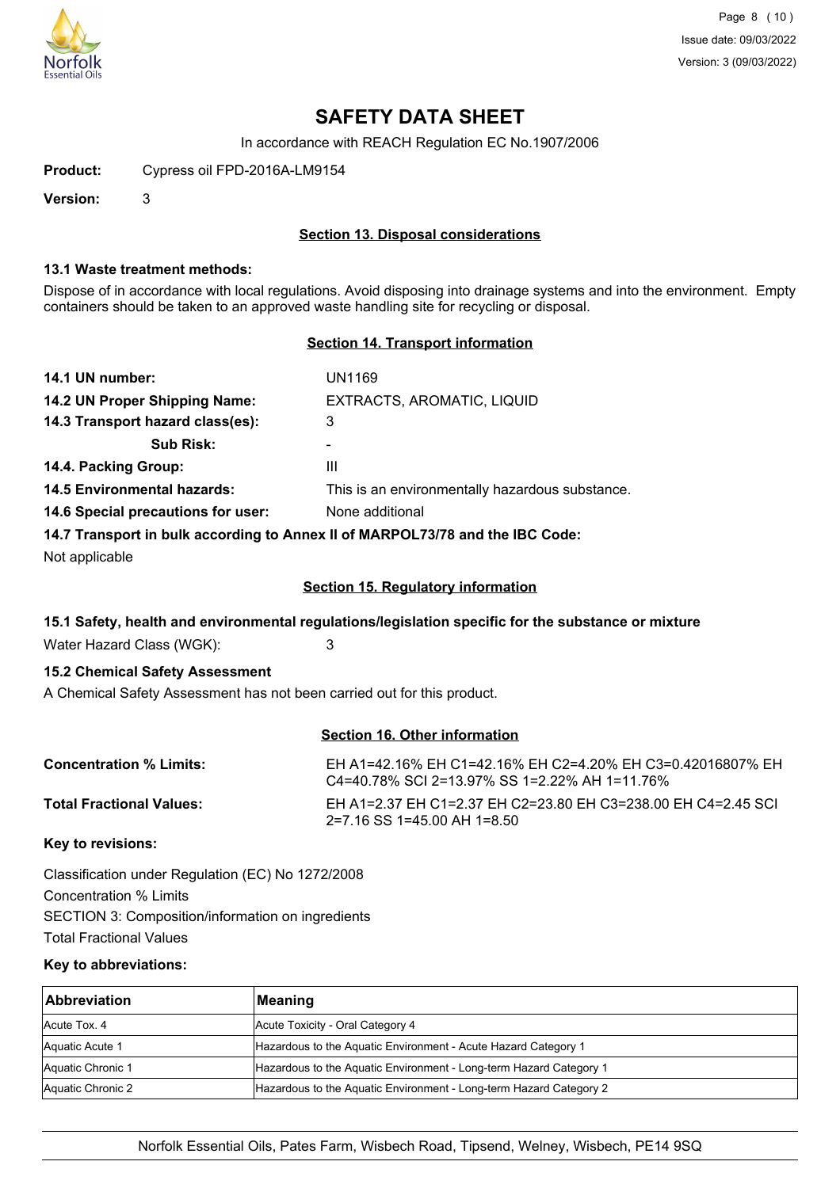# SAFETY DATA SHEET

In accordance with REACH Regulation EC No.1907/2006

**Product:** Cypress oil FPD-2016A-LM9154

**Version:** 3

## Section 13. Disposal considerations

### 13.1 Waste treatment methods:

Dispose of in accordance with local regulations. Avoid disposing into drainage systems and into the environment. Empty containers should be taken to an approved waste handling site for recycling or disposal.

## Section 14. Transport information

**14.1 UN number:** UN1169

**14.2 UN Proper Shipping Name:** EXTRACTS, AROMATIC, LIQUID

**14.3 Transport hazard class(es):** 3

**Sub Risk:** -

**14.4. Packing Group:** III

**14.5 Environmental hazards:** This is an environmentally hazardous substance.

**14.6 Special precautions for user:** None additional

**14.7 Transport in bulk according to Annex II of MARPOL73/78 and the IBC Code:**

Not applicable

## Section 15. Regulatory information

### 15.1 Safety, health and environmental regulations/legislation specific for the substance or mixture

Water Hazard Class (WGK): 3

### 15.2 Chemical Safety Assessment

A Chemical Safety Assessment has not been carried out for this product.

## Section 16. Other information

**Concentration % Limits:** EH A1=42.16% EH C1=42.16% EH C2=4.20% EH C3=0.42016807% EH C4=40.78% SCI 2=13.97% SS 1=2.22% AH 1=11.76%

**Total Fractional Values:** EH A1=2.37 EH C1=2.37 EH C2=23.80 EH C3=238.00 EH C4=2.45 SCI 2=7.16 SS 1=45.00 AH 1=8.50

**Key to revisions:**

Classification under Regulation (EC) No 1272/2008
Concentration % Limits
SECTION 3: Composition/information on ingredients
Total Fractional Values

**Key to abbreviations:**

| Abbreviation | Meaning |
|---|---|
| Acute Tox. 4 | Acute Toxicity - Oral Category 4 |
| Aquatic Acute 1 | Hazardous to the Aquatic Environment - Acute Hazard Category 1 |
| Aquatic Chronic 1 | Hazardous to the Aquatic Environment - Long-term Hazard Category 1 |
| Aquatic Chronic 2 | Hazardous to the Aquatic Environment - Long-term Hazard Category 2 |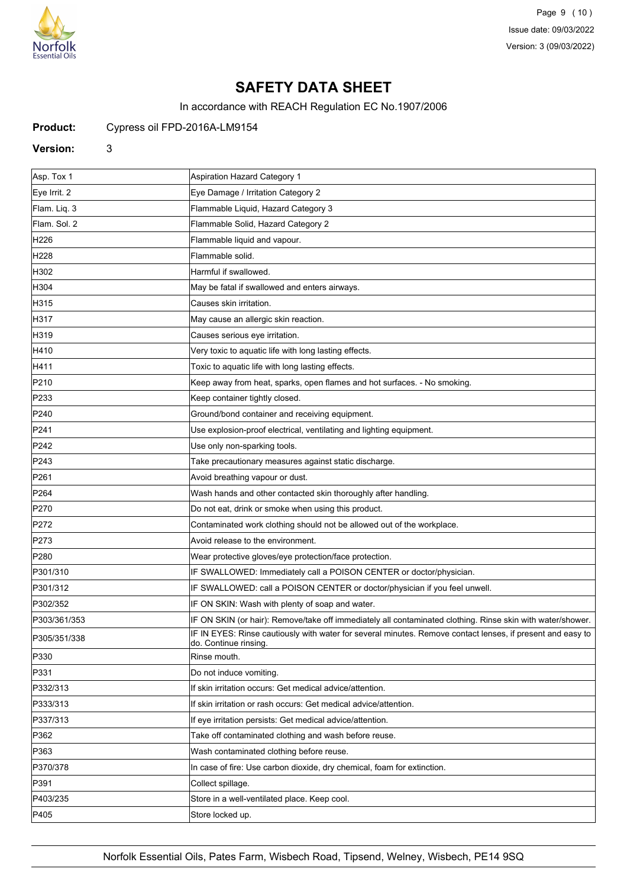# SAFETY DATA SHEET

In accordance with REACH Regulation EC No.1907/2006

**Product:** Cypress oil FPD-2016A-LM9154

**Version:** 3

| | |
|---|---|
| Asp. Tox 1 | Aspiration Hazard Category 1 |
| Eye Irrit. 2 | Eye Damage / Irritation Category 2 |
| Flam. Liq. 3 | Flammable Liquid, Hazard Category 3 |
| Flam. Sol. 2 | Flammable Solid, Hazard Category 2 |
| H226 | Flammable liquid and vapour. |
| H228 | Flammable solid. |
| H302 | Harmful if swallowed. |
| H304 | May be fatal if swallowed and enters airways. |
| H315 | Causes skin irritation. |
| H317 | May cause an allergic skin reaction. |
| H319 | Causes serious eye irritation. |
| H410 | Very toxic to aquatic life with long lasting effects. |
| H411 | Toxic to aquatic life with long lasting effects. |
| P210 | Keep away from heat, sparks, open flames and hot surfaces. - No smoking. |
| P233 | Keep container tightly closed. |
| P240 | Ground/bond container and receiving equipment. |
| P241 | Use explosion-proof electrical, ventilating and lighting equipment. |
| P242 | Use only non-sparking tools. |
| P243 | Take precautionary measures against static discharge. |
| P261 | Avoid breathing vapour or dust. |
| P264 | Wash hands and other contacted skin thoroughly after handling. |
| P270 | Do not eat, drink or smoke when using this product. |
| P272 | Contaminated work clothing should not be allowed out of the workplace. |
| P273 | Avoid release to the environment. |
| P280 | Wear protective gloves/eye protection/face protection. |
| P301/310 | IF SWALLOWED: Immediately call a POISON CENTER or doctor/physician. |
| P301/312 | IF SWALLOWED: call a POISON CENTER or doctor/physician if you feel unwell. |
| P302/352 | IF ON SKIN: Wash with plenty of soap and water. |
| P303/361/353 | IF ON SKIN (or hair): Remove/take off immediately all contaminated clothing. Rinse skin with water/shower. |
| P305/351/338 | IF IN EYES: Rinse cautiously with water for several minutes. Remove contact lenses, if present and easy to do. Continue rinsing. |
| P330 | Rinse mouth. |
| P331 | Do not induce vomiting. |
| P332/313 | If skin irritation occurs: Get medical advice/attention. |
| P333/313 | If skin irritation or rash occurs: Get medical advice/attention. |
| P337/313 | If eye irritation persists: Get medical advice/attention. |
| P362 | Take off contaminated clothing and wash before reuse. |
| P363 | Wash contaminated clothing before reuse. |
| P370/378 | In case of fire: Use carbon dioxide, dry chemical, foam for extinction. |
| P391 | Collect spillage. |
| P403/235 | Store in a well-ventilated place. Keep cool. |
| P405 | Store locked up. |

Norfolk Essential Oils, Pates Farm, Wisbech Road, Tipsend, Welney, Wisbech, PE14 9SQ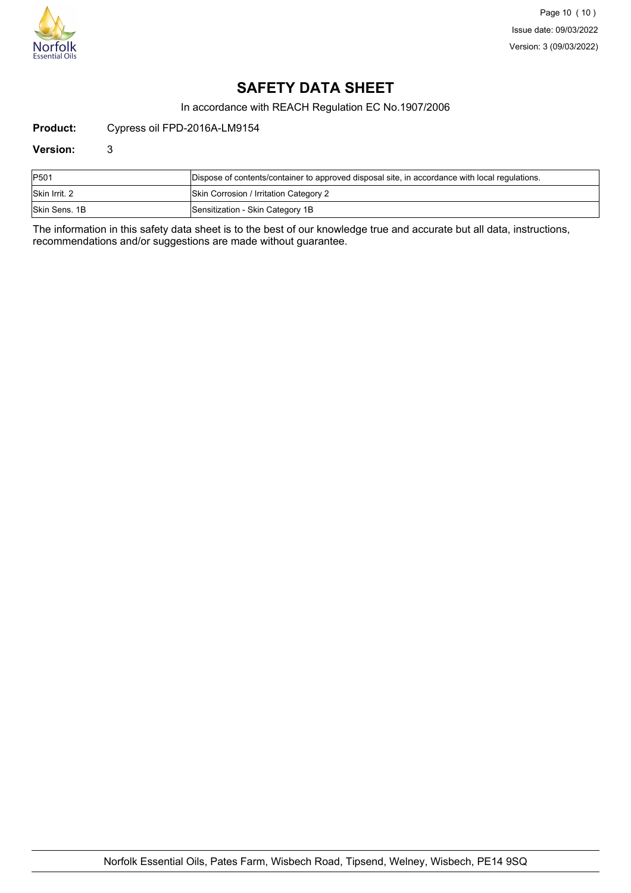# SAFETY DATA SHEET

In accordance with REACH Regulation EC No.1907/2006

**Product:** Cypress oil FPD-2016A-LM9154

**Version:** 3

| | |
|---|---|
| P501 | Dispose of contents/container to approved disposal site, in accordance with local regulations. |
| Skin Irrit. 2 | Skin Corrosion / Irritation Category 2 |
| Skin Sens. 1B | Sensitization - Skin Category 1B |

The information in this safety data sheet is to the best of our knowledge true and accurate but all data, instructions, recommendations and/or suggestions are made without guarantee.